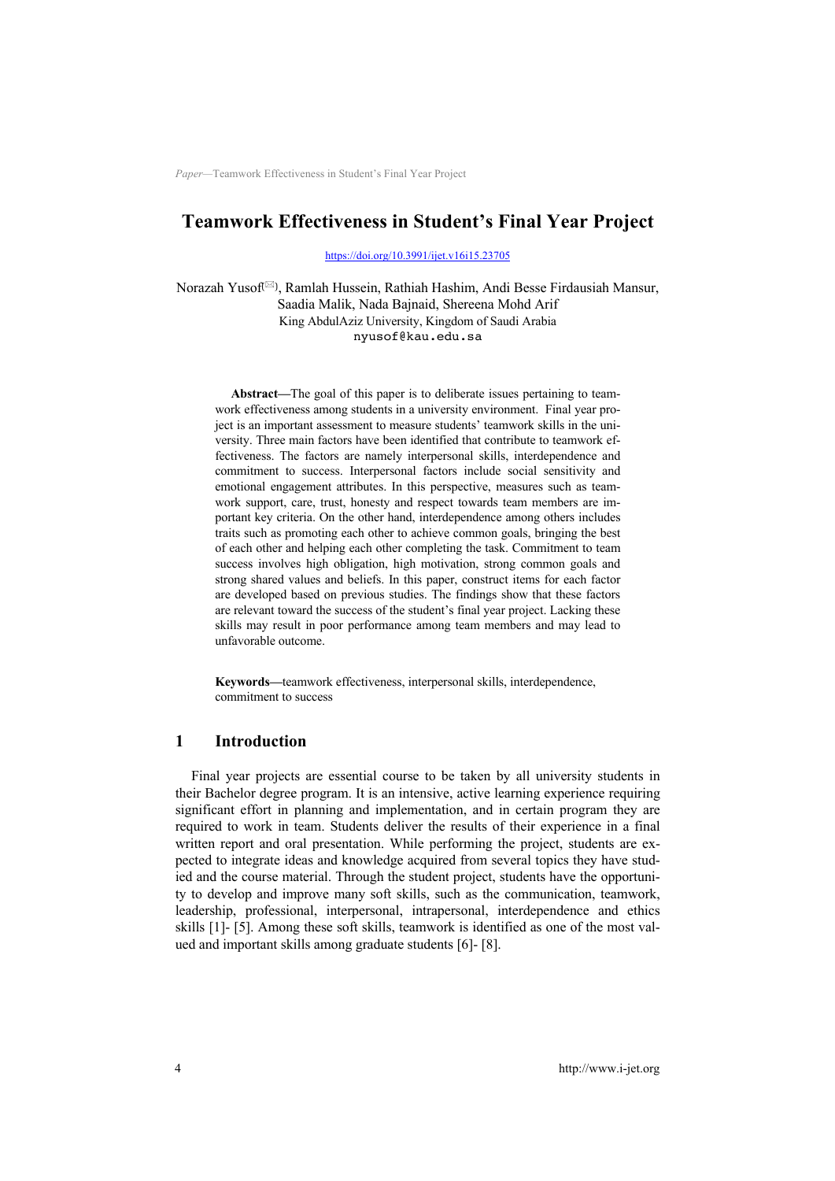# Teamwork Effectiveness in Student's Final Year Project

https://doi.org/10.3991/ijet.v16i15.23705

Norazah Yusof(✉), Ramlah Hussein, Rathiah Hashim, Andi Besse Firdausiah Mansur, Saadia Malik, Nada Bajnaid, Shereena Mohd Arif
King AbdulAziz University, Kingdom of Saudi Arabia
nyusof@kau.edu.sa

**Abstract—**The goal of this paper is to deliberate issues pertaining to teamwork effectiveness among students in a university environment. Final year project is an important assessment to measure students' teamwork skills in the university. Three main factors have been identified that contribute to teamwork effectiveness. The factors are namely interpersonal skills, interdependence and commitment to success. Interpersonal factors include social sensitivity and emotional engagement attributes. In this perspective, measures such as teamwork support, care, trust, honesty and respect towards team members are important key criteria. On the other hand, interdependence among others includes traits such as promoting each other to achieve common goals, bringing the best of each other and helping each other completing the task. Commitment to team success involves high obligation, high motivation, strong common goals and strong shared values and beliefs. In this paper, construct items for each factor are developed based on previous studies. The findings show that these factors are relevant toward the success of the student's final year project. Lacking these skills may result in poor performance among team members and may lead to unfavorable outcome.

**Keywords—**teamwork effectiveness, interpersonal skills, interdependence, commitment to success

## 1 Introduction

Final year projects are essential course to be taken by all university students in their Bachelor degree program. It is an intensive, active learning experience requiring significant effort in planning and implementation, and in certain program they are required to work in team. Students deliver the results of their experience in a final written report and oral presentation. While performing the project, students are expected to integrate ideas and knowledge acquired from several topics they have studied and the course material. Through the student project, students have the opportunity to develop and improve many soft skills, such as the communication, teamwork, leadership, professional, interpersonal, intrapersonal, interdependence and ethics skills [1]- [5]. Among these soft skills, teamwork is identified as one of the most valued and important skills among graduate students [6]- [8].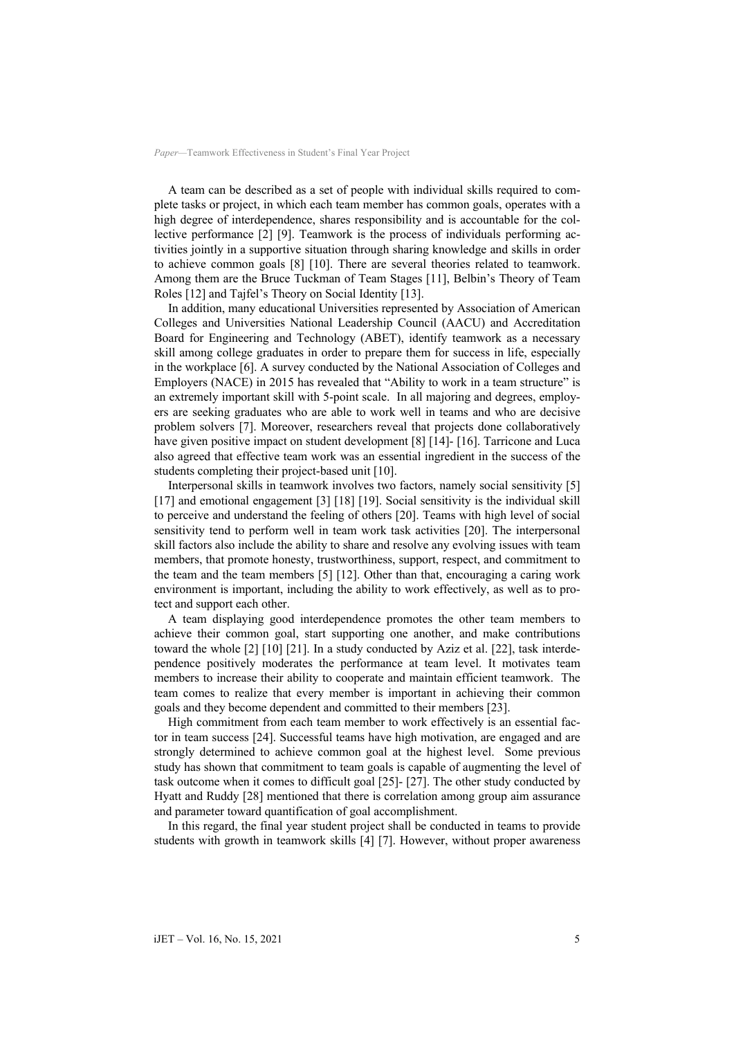A team can be described as a set of people with individual skills required to complete tasks or project, in which each team member has common goals, operates with a high degree of interdependence, shares responsibility and is accountable for the collective performance [2] [9]. Teamwork is the process of individuals performing activities jointly in a supportive situation through sharing knowledge and skills in order to achieve common goals [8] [10]. There are several theories related to teamwork. Among them are the Bruce Tuckman of Team Stages [11], Belbin's Theory of Team Roles [12] and Tajfel's Theory on Social Identity [13].

In addition, many educational Universities represented by Association of American Colleges and Universities National Leadership Council (AACU) and Accreditation Board for Engineering and Technology (ABET), identify teamwork as a necessary skill among college graduates in order to prepare them for success in life, especially in the workplace [6]. A survey conducted by the National Association of Colleges and Employers (NACE) in 2015 has revealed that "Ability to work in a team structure" is an extremely important skill with 5-point scale. In all majoring and degrees, employers are seeking graduates who are able to work well in teams and who are decisive problem solvers [7]. Moreover, researchers reveal that projects done collaboratively have given positive impact on student development [8] [14]- [16]. Tarricone and Luca also agreed that effective team work was an essential ingredient in the success of the students completing their project-based unit [10].

Interpersonal skills in teamwork involves two factors, namely social sensitivity [5] [17] and emotional engagement [3] [18] [19]. Social sensitivity is the individual skill to perceive and understand the feeling of others [20]. Teams with high level of social sensitivity tend to perform well in team work task activities [20]. The interpersonal skill factors also include the ability to share and resolve any evolving issues with team members, that promote honesty, trustworthiness, support, respect, and commitment to the team and the team members [5] [12]. Other than that, encouraging a caring work environment is important, including the ability to work effectively, as well as to protect and support each other.

A team displaying good interdependence promotes the other team members to achieve their common goal, start supporting one another, and make contributions toward the whole [2] [10] [21]. In a study conducted by Aziz et al. [22], task interdependence positively moderates the performance at team level. It motivates team members to increase their ability to cooperate and maintain efficient teamwork. The team comes to realize that every member is important in achieving their common goals and they become dependent and committed to their members [23].

High commitment from each team member to work effectively is an essential factor in team success [24]. Successful teams have high motivation, are engaged and are strongly determined to achieve common goal at the highest level. Some previous study has shown that commitment to team goals is capable of augmenting the level of task outcome when it comes to difficult goal [25]- [27]. The other study conducted by Hyatt and Ruddy [28] mentioned that there is correlation among group aim assurance and parameter toward quantification of goal accomplishment.

In this regard, the final year student project shall be conducted in teams to provide students with growth in teamwork skills [4] [7]. However, without proper awareness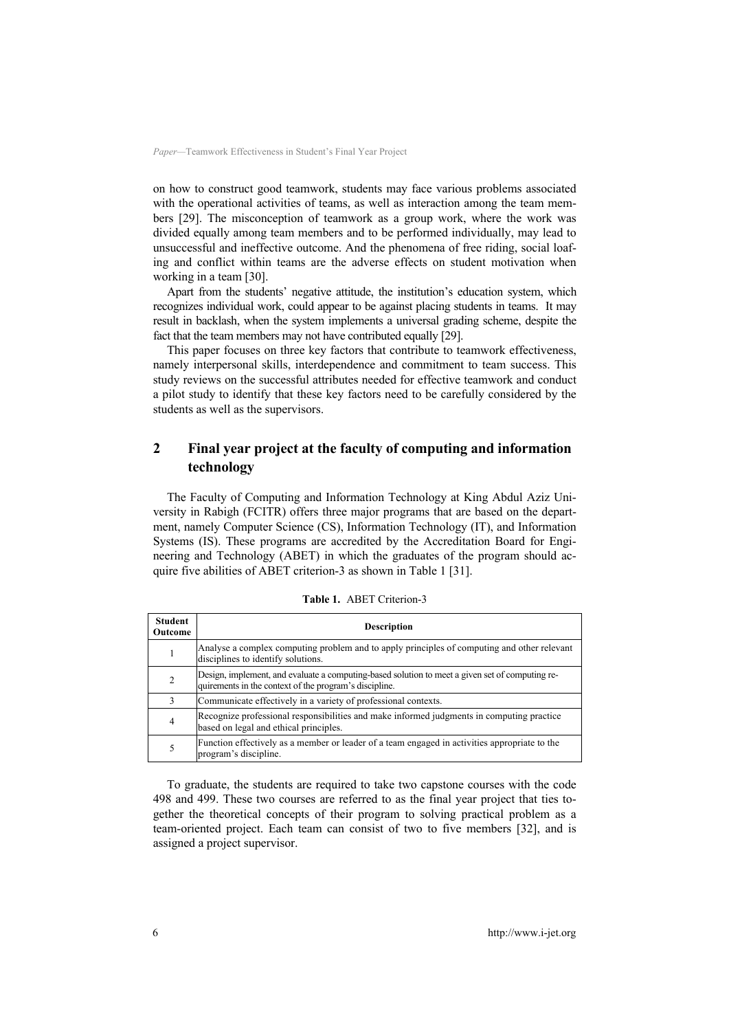on how to construct good teamwork, students may face various problems associated with the operational activities of teams, as well as interaction among the team members [29]. The misconception of teamwork as a group work, where the work was divided equally among team members and to be performed individually, may lead to unsuccessful and ineffective outcome. And the phenomena of free riding, social loafing and conflict within teams are the adverse effects on student motivation when working in a team [30].

Apart from the students' negative attitude, the institution's education system, which recognizes individual work, could appear to be against placing students in teams. It may result in backlash, when the system implements a universal grading scheme, despite the fact that the team members may not have contributed equally [29].

This paper focuses on three key factors that contribute to teamwork effectiveness, namely interpersonal skills, interdependence and commitment to team success. This study reviews on the successful attributes needed for effective teamwork and conduct a pilot study to identify that these key factors need to be carefully considered by the students as well as the supervisors.

## 2 Final year project at the faculty of computing and information technology

The Faculty of Computing and Information Technology at King Abdul Aziz University in Rabigh (FCITR) offers three major programs that are based on the department, namely Computer Science (CS), Information Technology (IT), and Information Systems (IS). These programs are accredited by the Accreditation Board for Engineering and Technology (ABET) in which the graduates of the program should acquire five abilities of ABET criterion-3 as shown in Table 1 [31].

**Table 1.** ABET Criterion-3

| Student Outcome | Description |
|---|---|
| 1 | Analyse a complex computing problem and to apply principles of computing and other relevant disciplines to identify solutions. |
| 2 | Design, implement, and evaluate a computing-based solution to meet a given set of computing requirements in the context of the program's discipline. |
| 3 | Communicate effectively in a variety of professional contexts. |
| 4 | Recognize professional responsibilities and make informed judgments in computing practice based on legal and ethical principles. |
| 5 | Function effectively as a member or leader of a team engaged in activities appropriate to the program's discipline. |

To graduate, the students are required to take two capstone courses with the code 498 and 499. These two courses are referred to as the final year project that ties together the theoretical concepts of their program to solving practical problem as a team-oriented project. Each team can consist of two to five members [32], and is assigned a project supervisor.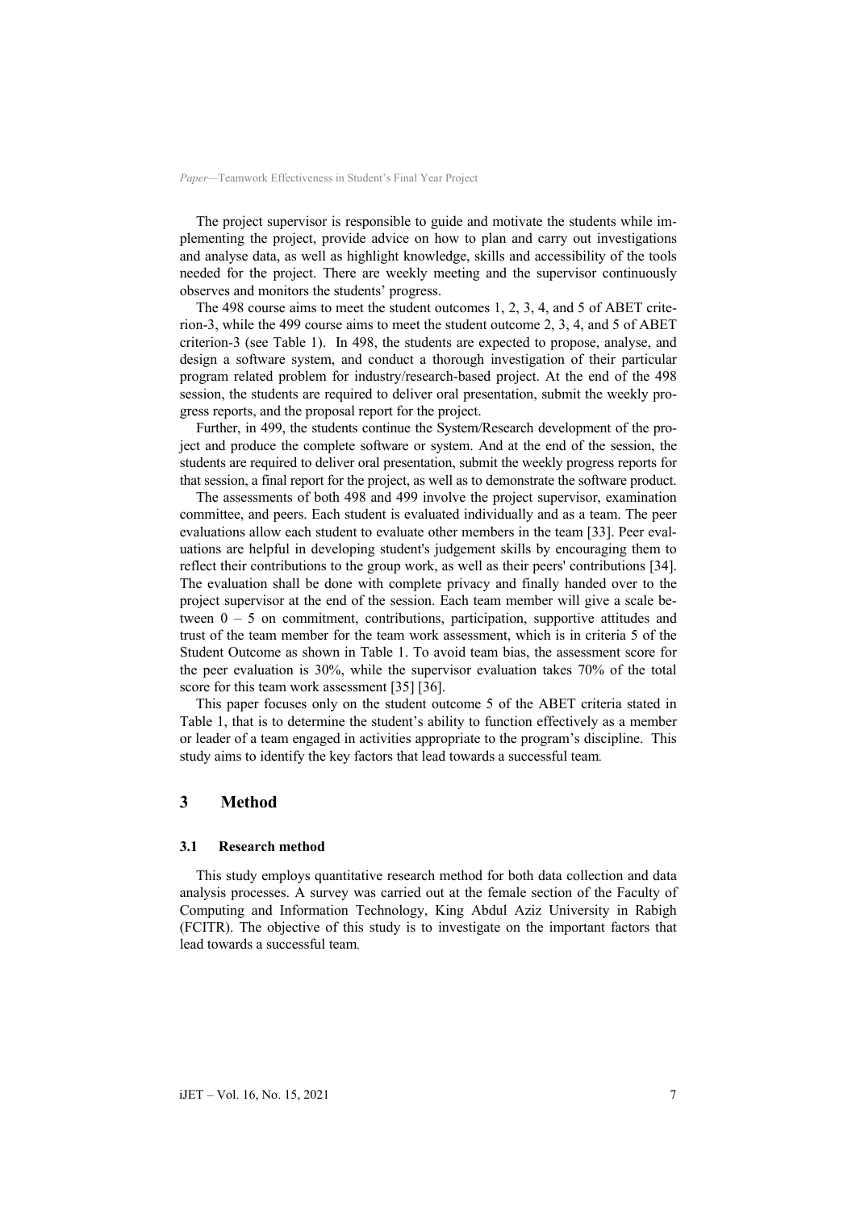The project supervisor is responsible to guide and motivate the students while implementing the project, provide advice on how to plan and carry out investigations and analyse data, as well as highlight knowledge, skills and accessibility of the tools needed for the project. There are weekly meeting and the supervisor continuously observes and monitors the students' progress.

The 498 course aims to meet the student outcomes 1, 2, 3, 4, and 5 of ABET criterion-3, while the 499 course aims to meet the student outcome 2, 3, 4, and 5 of ABET criterion-3 (see Table 1). In 498, the students are expected to propose, analyse, and design a software system, and conduct a thorough investigation of their particular program related problem for industry/research-based project. At the end of the 498 session, the students are required to deliver oral presentation, submit the weekly progress reports, and the proposal report for the project.

Further, in 499, the students continue the System/Research development of the project and produce the complete software or system. And at the end of the session, the students are required to deliver oral presentation, submit the weekly progress reports for that session, a final report for the project, as well as to demonstrate the software product.

The assessments of both 498 and 499 involve the project supervisor, examination committee, and peers. Each student is evaluated individually and as a team. The peer evaluations allow each student to evaluate other members in the team [33]. Peer evaluations are helpful in developing student's judgement skills by encouraging them to reflect their contributions to the group work, as well as their peers' contributions [34]. The evaluation shall be done with complete privacy and finally handed over to the project supervisor at the end of the session. Each team member will give a scale between 0 – 5 on commitment, contributions, participation, supportive attitudes and trust of the team member for the team work assessment, which is in criteria 5 of the Student Outcome as shown in Table 1. To avoid team bias, the assessment score for the peer evaluation is 30%, while the supervisor evaluation takes 70% of the total score for this team work assessment [35] [36].

This paper focuses only on the student outcome 5 of the ABET criteria stated in Table 1, that is to determine the student's ability to function effectively as a member or leader of a team engaged in activities appropriate to the program's discipline. This study aims to identify the key factors that lead towards a successful team.

## 3 Method

### 3.1 Research method

This study employs quantitative research method for both data collection and data analysis processes. A survey was carried out at the female section of the Faculty of Computing and Information Technology, King Abdul Aziz University in Rabigh (FCITR). The objective of this study is to investigate on the important factors that lead towards a successful team.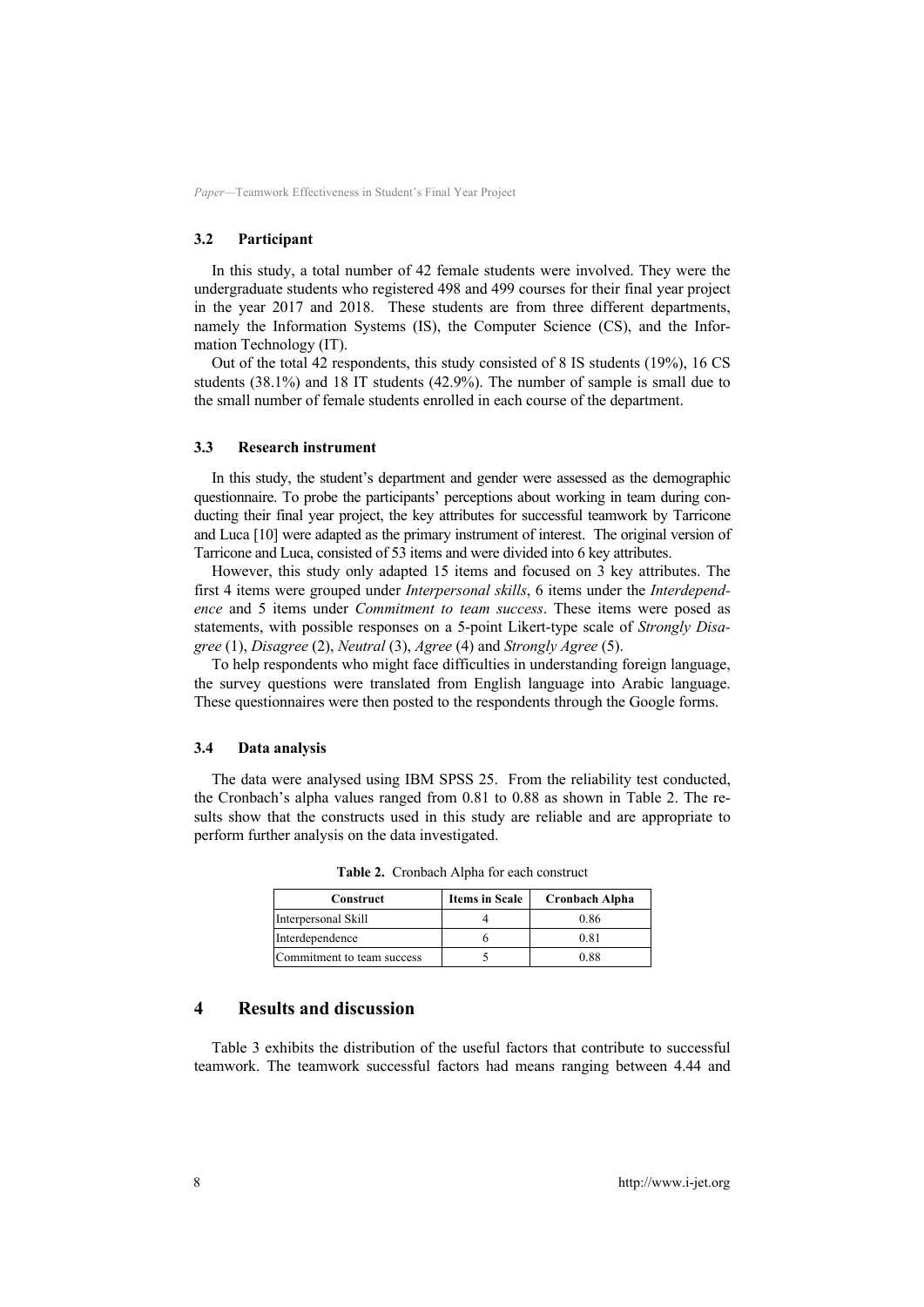### 3.2 Participant

In this study, a total number of 42 female students were involved. They were the undergraduate students who registered 498 and 499 courses for their final year project in the year 2017 and 2018. These students are from three different departments, namely the Information Systems (IS), the Computer Science (CS), and the Information Technology (IT).

Out of the total 42 respondents, this study consisted of 8 IS students (19%), 16 CS students (38.1%) and 18 IT students (42.9%). The number of sample is small due to the small number of female students enrolled in each course of the department.

### 3.3 Research instrument

In this study, the student's department and gender were assessed as the demographic questionnaire. To probe the participants' perceptions about working in team during conducting their final year project, the key attributes for successful teamwork by Tarricone and Luca [10] were adapted as the primary instrument of interest. The original version of Tarricone and Luca, consisted of 53 items and were divided into 6 key attributes.

However, this study only adapted 15 items and focused on 3 key attributes. The first 4 items were grouped under *Interpersonal skills*, 6 items under the *Interdependence* and 5 items under *Commitment to team success*. These items were posed as statements, with possible responses on a 5-point Likert-type scale of *Strongly Disagree* (1), *Disagree* (2), *Neutral* (3), *Agree* (4) and *Strongly Agree* (5).

To help respondents who might face difficulties in understanding foreign language, the survey questions were translated from English language into Arabic language. These questionnaires were then posted to the respondents through the Google forms.

### 3.4 Data analysis

The data were analysed using IBM SPSS 25. From the reliability test conducted, the Cronbach's alpha values ranged from 0.81 to 0.88 as shown in Table 2. The results show that the constructs used in this study are reliable and are appropriate to perform further analysis on the data investigated.

**Table 2.** Cronbach Alpha for each construct

| Construct | Items in Scale | Cronbach Alpha |
|---|---|---|
| Interpersonal Skill | 4 | 0.86 |
| Interdependence | 6 | 0.81 |
| Commitment to team success | 5 | 0.88 |

## 4 Results and discussion

Table 3 exhibits the distribution of the useful factors that contribute to successful teamwork. The teamwork successful factors had means ranging between 4.44 and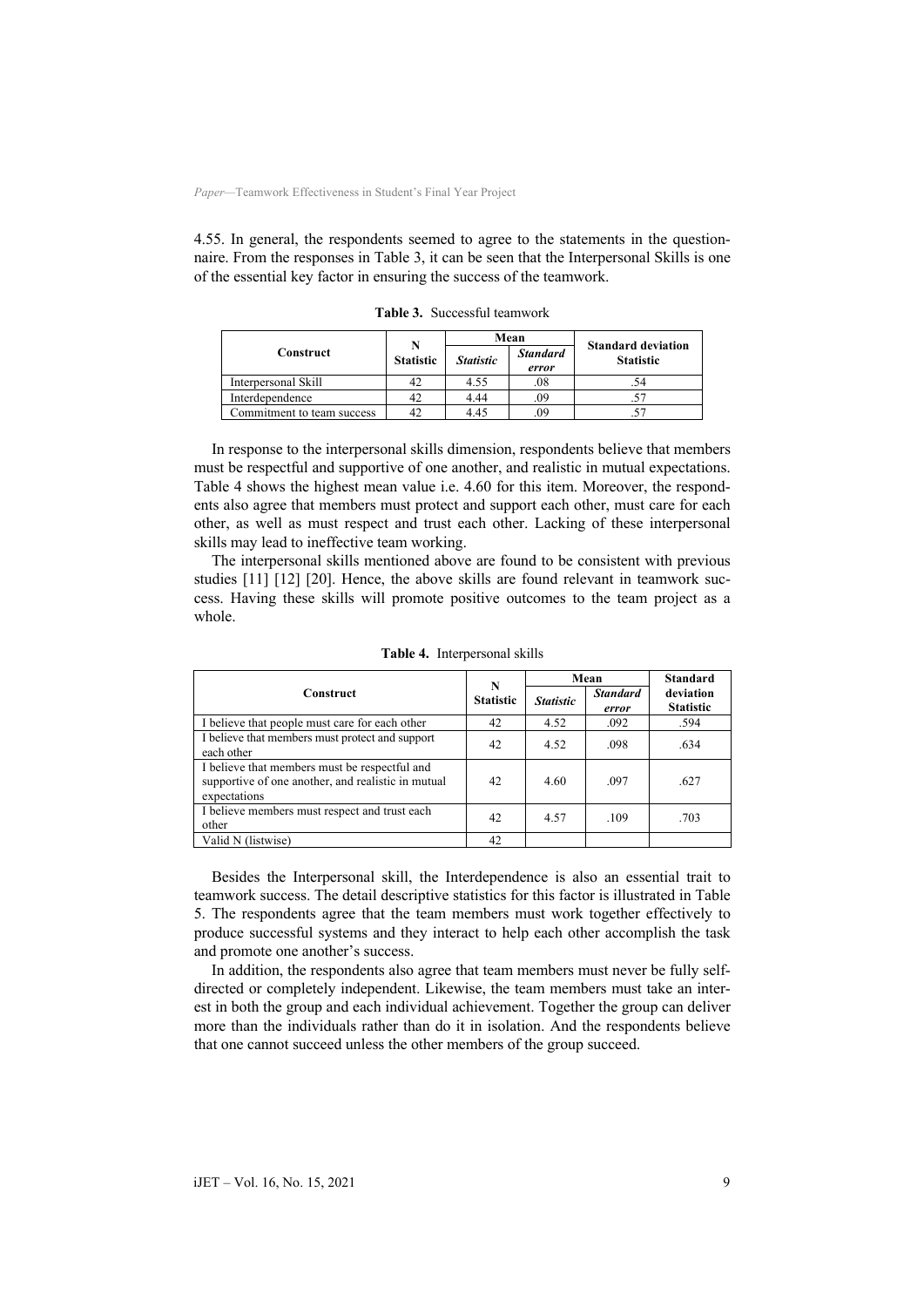4.55. In general, the respondents seemed to agree to the statements in the questionnaire. From the responses in Table 3, it can be seen that the Interpersonal Skills is one of the essential key factor in ensuring the success of the teamwork.

**Table 3.** Successful teamwork

| Construct | N | Mean | | Standard deviation |
|---|---|---|---|---|
| | *Statistic* | *Statistic* | *Standard error* | *Statistic* |
| Interpersonal Skill | 42 | 4.55 | .08 | .54 |
| Interdependence | 42 | 4.44 | .09 | .57 |
| Commitment to team success | 42 | 4.45 | .09 | .57 |

In response to the interpersonal skills dimension, respondents believe that members must be respectful and supportive of one another, and realistic in mutual expectations. Table 4 shows the highest mean value i.e. 4.60 for this item. Moreover, the respondents also agree that members must protect and support each other, must care for each other, as well as must respect and trust each other. Lacking of these interpersonal skills may lead to ineffective team working.

The interpersonal skills mentioned above are found to be consistent with previous studies [11] [12] [20]. Hence, the above skills are found relevant in teamwork success. Having these skills will promote positive outcomes to the team project as a whole.

**Table 4.** Interpersonal skills

| Construct | N | Mean | | Standard deviation |
|---|---|---|---|---|
| | *Statistic* | *Statistic* | *Standard error* | *Statistic* |
| I believe that people must care for each other | 42 | 4.52 | .092 | .594 |
| I believe that members must protect and support each other | 42 | 4.52 | .098 | .634 |
| I believe that members must be respectful and supportive of one another, and realistic in mutual expectations | 42 | 4.60 | .097 | .627 |
| I believe members must respect and trust each other | 42 | 4.57 | .109 | .703 |
| Valid N (listwise) | 42 | | | |

Besides the Interpersonal skill, the Interdependence is also an essential trait to teamwork success. The detail descriptive statistics for this factor is illustrated in Table 5. The respondents agree that the team members must work together effectively to produce successful systems and they interact to help each other accomplish the task and promote one another's success.

In addition, the respondents also agree that team members must never be fully self-directed or completely independent. Likewise, the team members must take an interest in both the group and each individual achievement. Together the group can deliver more than the individuals rather than do it in isolation. And the respondents believe that one cannot succeed unless the other members of the group succeed.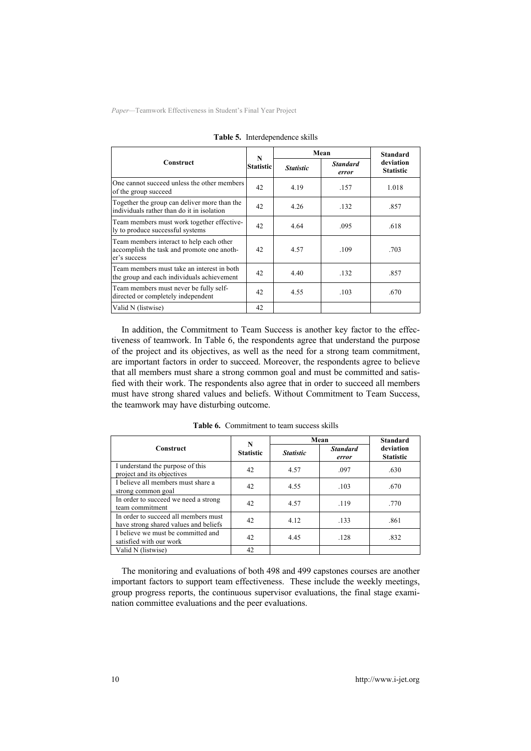**Table 5.** Interdependence skills

| Construct | N Statistic | Mean | | Standard deviation Statistic |
|---|---|---|---|---|
| | | *Statistic* | *Standard error* | |
| One cannot succeed unless the other members of the group succeed | 42 | 4.19 | .157 | 1.018 |
| Together the group can deliver more than the individuals rather than do it in isolation | 42 | 4.26 | .132 | .857 |
| Team members must work together effectively to produce successful systems | 42 | 4.64 | .095 | .618 |
| Team members interact to help each other accomplish the task and promote one another's success | 42 | 4.57 | .109 | .703 |
| Team members must take an interest in both the group and each individuals achievement | 42 | 4.40 | .132 | .857 |
| Team members must never be fully self-directed or completely independent | 42 | 4.55 | .103 | .670 |
| Valid N (listwise) | 42 | | | |

In addition, the Commitment to Team Success is another key factor to the effectiveness of teamwork. In Table 6, the respondents agree that understand the purpose of the project and its objectives, as well as the need for a strong team commitment, are important factors in order to succeed. Moreover, the respondents agree to believe that all members must share a strong common goal and must be committed and satisfied with their work. The respondents also agree that in order to succeed all members must have strong shared values and beliefs. Without Commitment to Team Success, the teamwork may have disturbing outcome.

**Table 6.** Commitment to team success skills

| Construct | N Statistic | Mean | | Standard deviation Statistic |
|---|---|---|---|---|
| | | *Statistic* | *Standard error* | |
| I understand the purpose of this project and its objectives | 42 | 4.57 | .097 | .630 |
| I believe all members must share a strong common goal | 42 | 4.55 | .103 | .670 |
| In order to succeed we need a strong team commitment | 42 | 4.57 | .119 | .770 |
| In order to succeed all members must have strong shared values and beliefs | 42 | 4.12 | .133 | .861 |
| I believe we must be committed and satisfied with our work | 42 | 4.45 | .128 | .832 |
| Valid N (listwise) | 42 | | | |

The monitoring and evaluations of both 498 and 499 capstones courses are another important factors to support team effectiveness. These include the weekly meetings, group progress reports, the continuous supervisor evaluations, the final stage examination committee evaluations and the peer evaluations.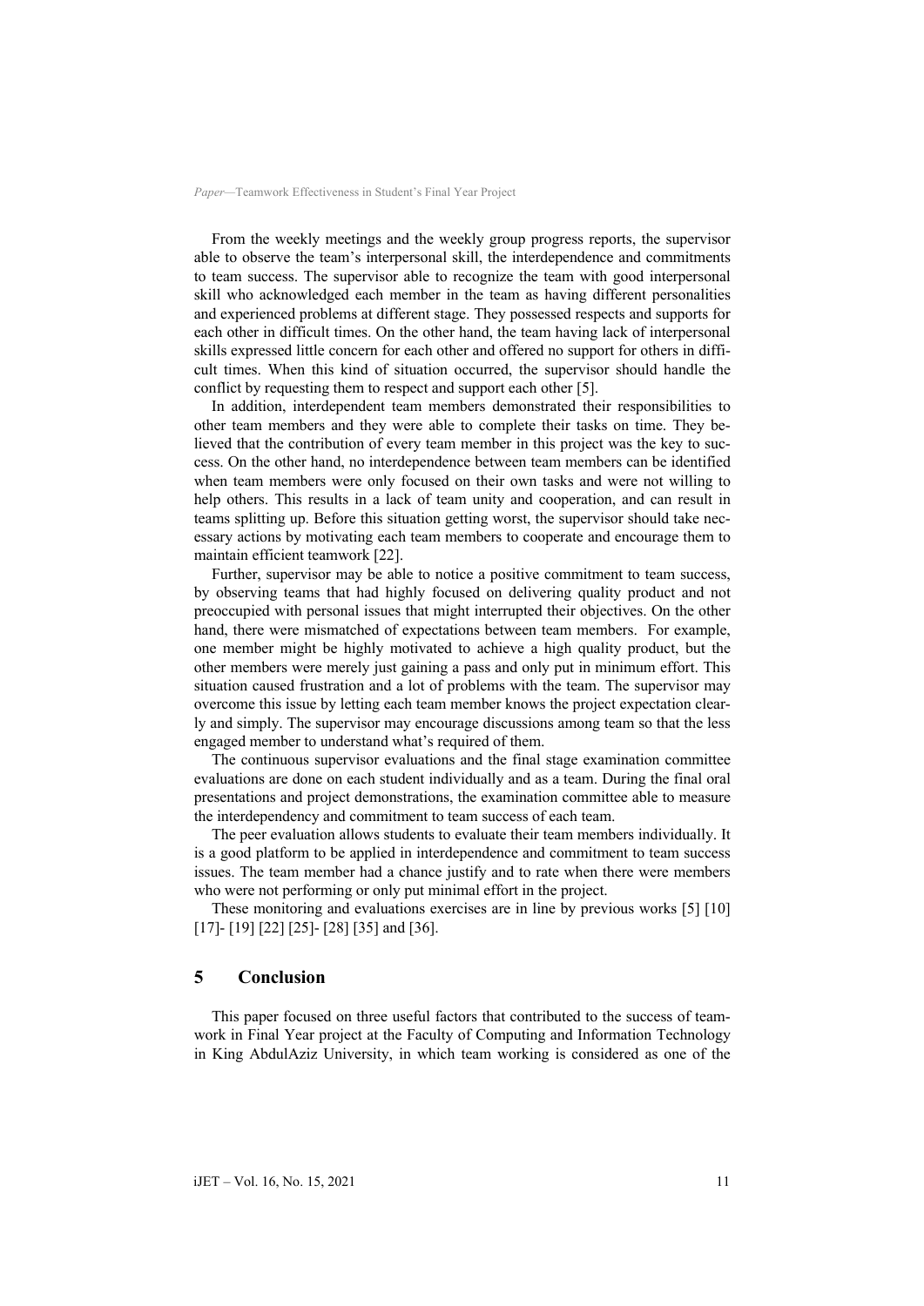From the weekly meetings and the weekly group progress reports, the supervisor able to observe the team's interpersonal skill, the interdependence and commitments to team success. The supervisor able to recognize the team with good interpersonal skill who acknowledged each member in the team as having different personalities and experienced problems at different stage. They possessed respects and supports for each other in difficult times. On the other hand, the team having lack of interpersonal skills expressed little concern for each other and offered no support for others in difficult times. When this kind of situation occurred, the supervisor should handle the conflict by requesting them to respect and support each other [5].

In addition, interdependent team members demonstrated their responsibilities to other team members and they were able to complete their tasks on time. They believed that the contribution of every team member in this project was the key to success. On the other hand, no interdependence between team members can be identified when team members were only focused on their own tasks and were not willing to help others. This results in a lack of team unity and cooperation, and can result in teams splitting up. Before this situation getting worst, the supervisor should take necessary actions by motivating each team members to cooperate and encourage them to maintain efficient teamwork [22].

Further, supervisor may be able to notice a positive commitment to team success, by observing teams that had highly focused on delivering quality product and not preoccupied with personal issues that might interrupted their objectives. On the other hand, there were mismatched of expectations between team members. For example, one member might be highly motivated to achieve a high quality product, but the other members were merely just gaining a pass and only put in minimum effort. This situation caused frustration and a lot of problems with the team. The supervisor may overcome this issue by letting each team member knows the project expectation clearly and simply. The supervisor may encourage discussions among team so that the less engaged member to understand what's required of them.

The continuous supervisor evaluations and the final stage examination committee evaluations are done on each student individually and as a team. During the final oral presentations and project demonstrations, the examination committee able to measure the interdependency and commitment to team success of each team.

The peer evaluation allows students to evaluate their team members individually. It is a good platform to be applied in interdependence and commitment to team success issues. The team member had a chance justify and to rate when there were members who were not performing or only put minimal effort in the project.

These monitoring and evaluations exercises are in line by previous works [5] [10] [17]- [19] [22] [25]- [28] [35] and [36].

## 5 Conclusion

This paper focused on three useful factors that contributed to the success of teamwork in Final Year project at the Faculty of Computing and Information Technology in King AbdulAziz University, in which team working is considered as one of the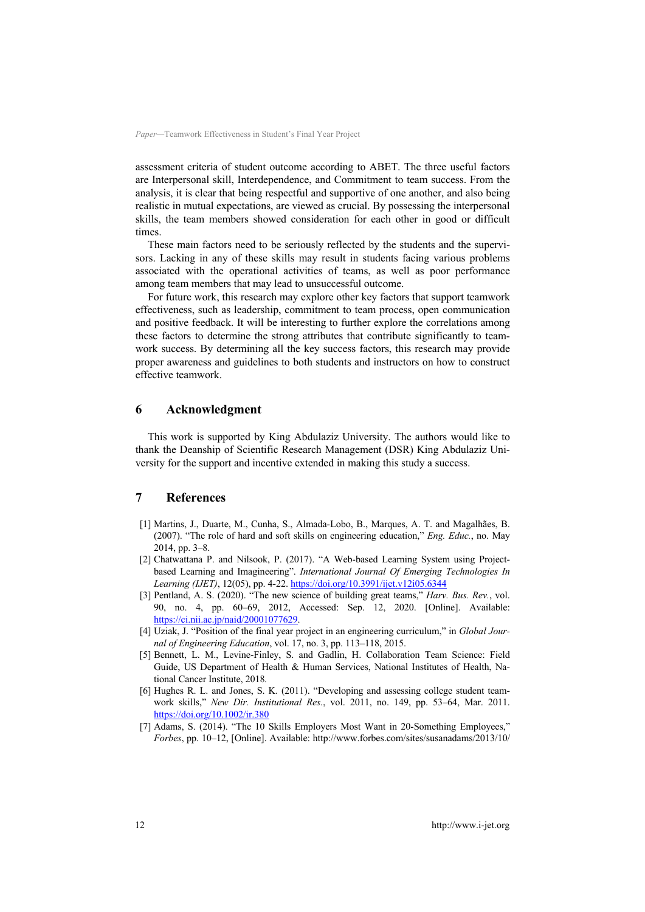assessment criteria of student outcome according to ABET. The three useful factors are Interpersonal skill, Interdependence, and Commitment to team success. From the analysis, it is clear that being respectful and supportive of one another, and also being realistic in mutual expectations, are viewed as crucial. By possessing the interpersonal skills, the team members showed consideration for each other in good or difficult times.

These main factors need to be seriously reflected by the students and the supervisors. Lacking in any of these skills may result in students facing various problems associated with the operational activities of teams, as well as poor performance among team members that may lead to unsuccessful outcome.

For future work, this research may explore other key factors that support teamwork effectiveness, such as leadership, commitment to team process, open communication and positive feedback. It will be interesting to further explore the correlations among these factors to determine the strong attributes that contribute significantly to teamwork success. By determining all the key success factors, this research may provide proper awareness and guidelines to both students and instructors on how to construct effective teamwork.

## 6 Acknowledgment

This work is supported by King Abdulaziz University. The authors would like to thank the Deanship of Scientific Research Management (DSR) King Abdulaziz University for the support and incentive extended in making this study a success.

## 7 References

- [1] Martins, J., Duarte, M., Cunha, S., Almada-Lobo, B., Marques, A. T. and Magalhães, B. (2007). "The role of hard and soft skills on engineering education," *Eng. Educ.*, no. May 2014, pp. 3–8.
- [2] Chatwattana P. and Nilsook, P. (2017). "A Web-based Learning System using Project-based Learning and Imagineering". *International Journal Of Emerging Technologies In Learning (IJET)*, 12(05), pp. 4-22. https://doi.org/10.3991/ijet.v12i05.6344
- [3] Pentland, A. S. (2020). "The new science of building great teams," *Harv. Bus. Rev.*, vol. 90, no. 4, pp. 60–69, 2012, Accessed: Sep. 12, 2020. [Online]. Available: https://ci.nii.ac.jp/naid/20001077629.
- [4] Uziak, J. "Position of the final year project in an engineering curriculum," in *Global Journal of Engineering Education*, vol. 17, no. 3, pp. 113–118, 2015.
- [5] Bennett, L. M., Levine-Finley, S. and Gadlin, H. Collaboration Team Science: Field Guide, US Department of Health & Human Services, National Institutes of Health, National Cancer Institute, 2018.
- [6] Hughes R. L. and Jones, S. K. (2011). "Developing and assessing college student teamwork skills," *New Dir. Institutional Res.*, vol. 2011, no. 149, pp. 53–64, Mar. 2011. https://doi.org/10.1002/ir.380
- [7] Adams, S. (2014). "The 10 Skills Employers Most Want in 20-Something Employees," *Forbes*, pp. 10–12, [Online]. Available: http://www.forbes.com/sites/susanadams/2013/10/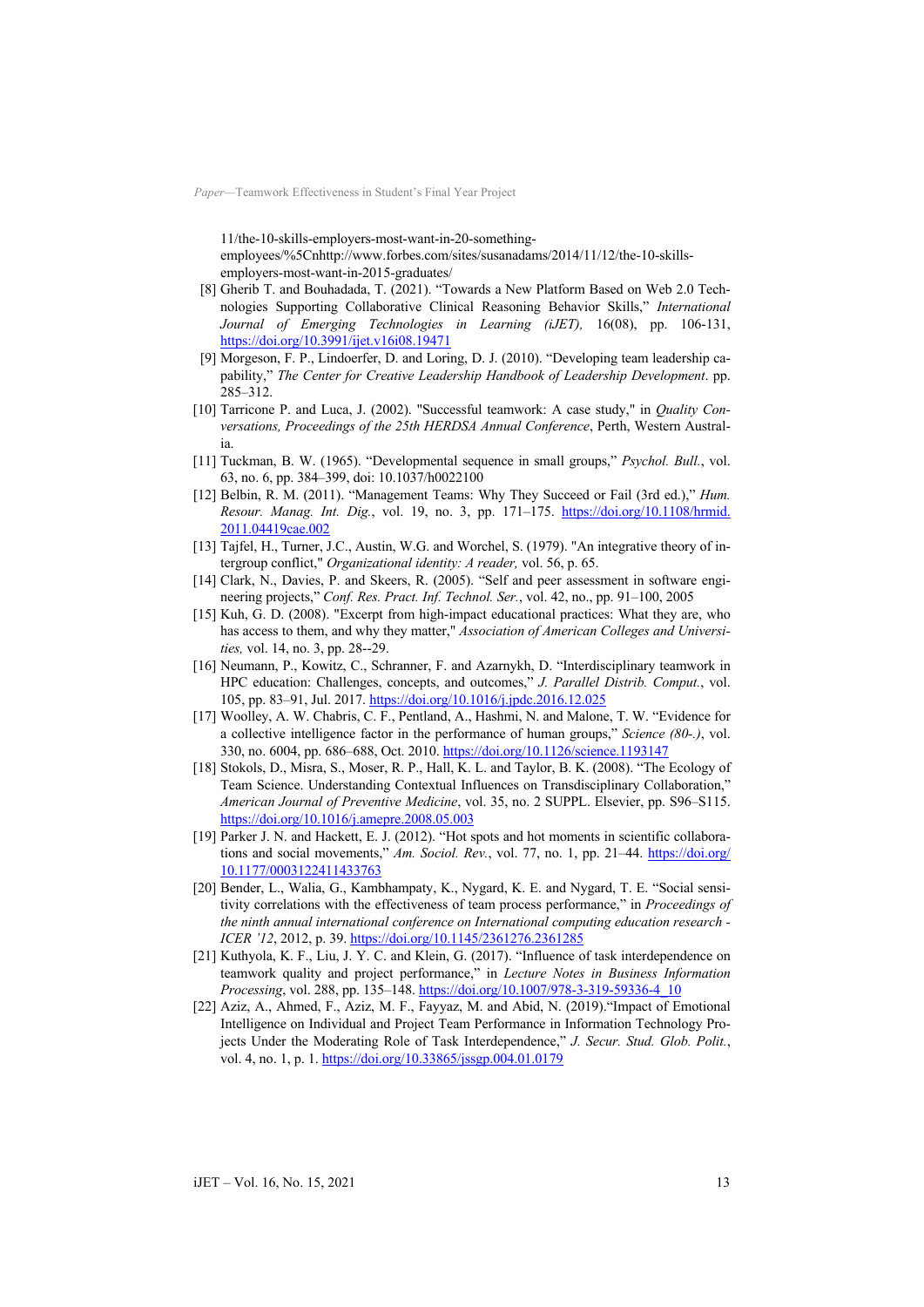11/the-10-skills-employers-most-want-in-20-something-employees/%5Cnhttp://www.forbes.com/sites/susanadams/2014/11/12/the-10-skills-employers-most-want-in-2015-graduates/

[8] Gherib T. and Bouhadada, T. (2021). "Towards a New Platform Based on Web 2.0 Technologies Supporting Collaborative Clinical Reasoning Behavior Skills," *International Journal of Emerging Technologies in Learning (iJET),* 16(08), pp. 106-131, https://doi.org/10.3991/ijet.v16i08.19471

[9] Morgeson, F. P., Lindoerfer, D. and Loring, D. J. (2010). "Developing team leadership capability," *The Center for Creative Leadership Handbook of Leadership Development*. pp. 285–312.

[10] Tarricone P. and Luca, J. (2002). "Successful teamwork: A case study," in *Quality Conversations, Proceedings of the 25th HERDSA Annual Conference*, Perth, Western Australia.

[11] Tuckman, B. W. (1965). "Developmental sequence in small groups," *Psychol. Bull.*, vol. 63, no. 6, pp. 384–399, doi: 10.1037/h0022100

[12] Belbin, R. M. (2011). "Management Teams: Why They Succeed or Fail (3rd ed.)," *Hum. Resour. Manag. Int. Dig.*, vol. 19, no. 3, pp. 171–175. https://doi.org/10.1108/hrmid.2011.04419cae.002

[13] Tajfel, H., Turner, J.C., Austin, W.G. and Worchel, S. (1979). "An integrative theory of intergroup conflict," *Organizational identity: A reader,* vol. 56, p. 65.

[14] Clark, N., Davies, P. and Skeers, R. (2005). "Self and peer assessment in software engineering projects," *Conf. Res. Pract. Inf. Technol. Ser.*, vol. 42, no., pp. 91–100, 2005

[15] Kuh, G. D. (2008). "Excerpt from high-impact educational practices: What they are, who has access to them, and why they matter," *Association of American Colleges and Universities,* vol. 14, no. 3, pp. 28--29.

[16] Neumann, P., Kowitz, C., Schranner, F. and Azarnykh, D. "Interdisciplinary teamwork in HPC education: Challenges, concepts, and outcomes," *J. Parallel Distrib. Comput.*, vol. 105, pp. 83–91, Jul. 2017. https://doi.org/10.1016/j.jpdc.2016.12.025

[17] Woolley, A. W. Chabris, C. F., Pentland, A., Hashmi, N. and Malone, T. W. "Evidence for a collective intelligence factor in the performance of human groups," *Science (80-.)*, vol. 330, no. 6004, pp. 686–688, Oct. 2010. https://doi.org/10.1126/science.1193147

[18] Stokols, D., Misra, S., Moser, R. P., Hall, K. L. and Taylor, B. K. (2008). "The Ecology of Team Science. Understanding Contextual Influences on Transdisciplinary Collaboration," *American Journal of Preventive Medicine*, vol. 35, no. 2 SUPPL. Elsevier, pp. S96–S115. https://doi.org/10.1016/j.amepre.2008.05.003

[19] Parker J. N. and Hackett, E. J. (2012). "Hot spots and hot moments in scientific collaborations and social movements," *Am. Sociol. Rev.*, vol. 77, no. 1, pp. 21–44. https://doi.org/10.1177/0003122411433763

[20] Bender, L., Walia, G., Kambhampaty, K., Nygard, K. E. and Nygard, T. E. "Social sensitivity correlations with the effectiveness of team process performance," in *Proceedings of the ninth annual international conference on International computing education research - ICER '12*, 2012, p. 39. https://doi.org/10.1145/2361276.2361285

[21] Kuthyola, K. F., Liu, J. Y. C. and Klein, G. (2017). "Influence of task interdependence on teamwork quality and project performance," in *Lecture Notes in Business Information Processing*, vol. 288, pp. 135–148. https://doi.org/10.1007/978-3-319-59336-4_10

[22] Aziz, A., Ahmed, F., Aziz, M. F., Fayyaz, M. and Abid, N. (2019)."Impact of Emotional Intelligence on Individual and Project Team Performance in Information Technology Projects Under the Moderating Role of Task Interdependence," *J. Secur. Stud. Glob. Polit.*, vol. 4, no. 1, p. 1. https://doi.org/10.33865/jssgp.004.01.0179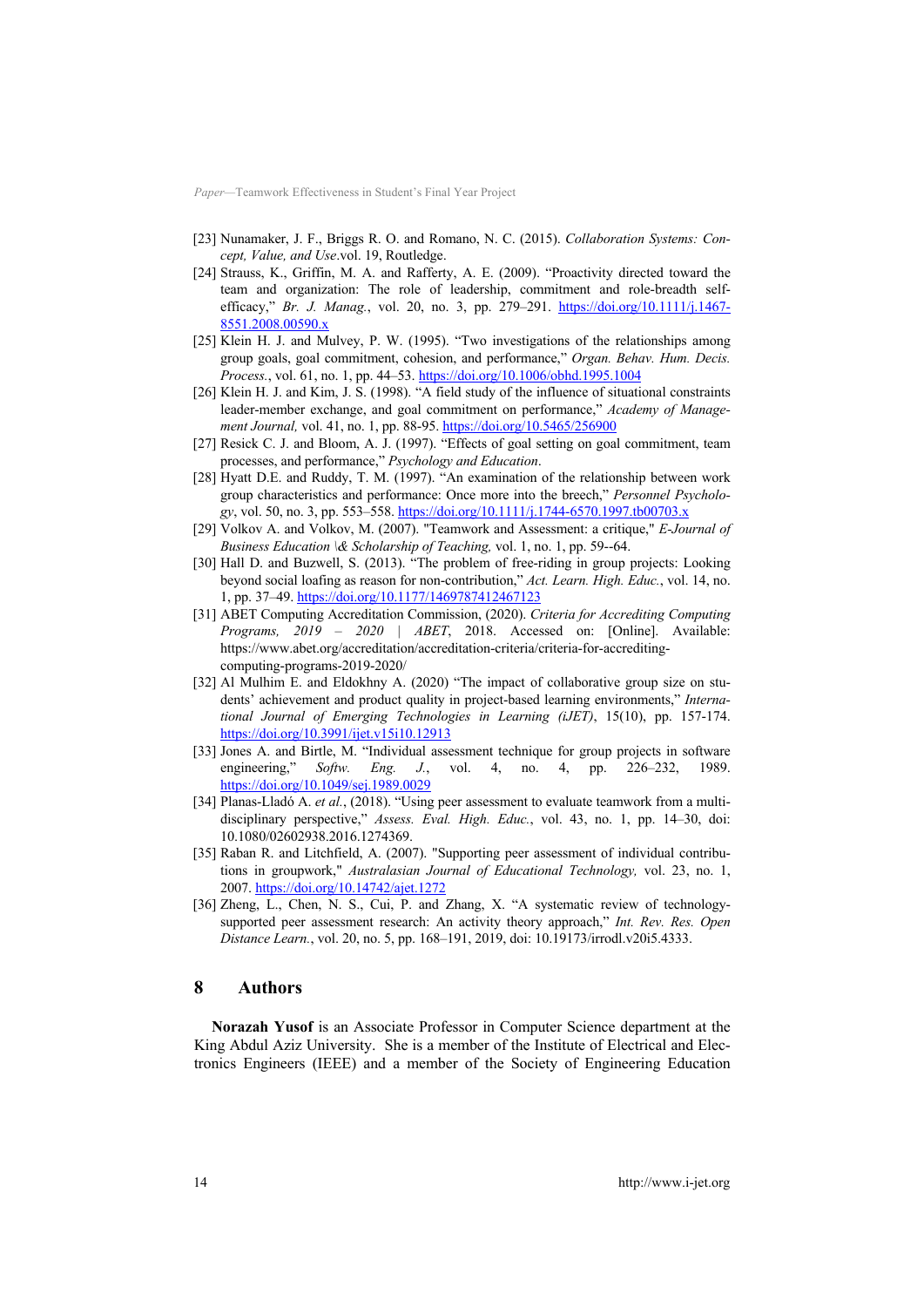[23] Nunamaker, J. F., Briggs R. O. and Romano, N. C. (2015). *Collaboration Systems: Concept, Value, and Use*.vol. 19, Routledge.

[24] Strauss, K., Griffin, M. A. and Rafferty, A. E. (2009). "Proactivity directed toward the team and organization: The role of leadership, commitment and role-breadth self-efficacy," *Br. J. Manag.*, vol. 20, no. 3, pp. 279–291. https://doi.org/10.1111/j.1467-8551.2008.00590.x

[25] Klein H. J. and Mulvey, P. W. (1995). "Two investigations of the relationships among group goals, goal commitment, cohesion, and performance," *Organ. Behav. Hum. Decis. Process.*, vol. 61, no. 1, pp. 44–53. https://doi.org/10.1006/obhd.1995.1004

[26] Klein H. J. and Kim, J. S. (1998). "A field study of the influence of situational constraints leader-member exchange, and goal commitment on performance," *Academy of Management Journal,* vol. 41, no. 1, pp. 88-95. https://doi.org/10.5465/256900

[27] Resick C. J. and Bloom, A. J. (1997). "Effects of goal setting on goal commitment, team processes, and performance," *Psychology and Education*.

[28] Hyatt D.E. and Ruddy, T. M. (1997). "An examination of the relationship between work group characteristics and performance: Once more into the breech," *Personnel Psychology*, vol. 50, no. 3, pp. 553–558. https://doi.org/10.1111/j.1744-6570.1997.tb00703.x

[29] Volkov A. and Volkov, M. (2007). "Teamwork and Assessment: a critique," *E-Journal of Business Education \& Scholarship of Teaching,* vol. 1, no. 1, pp. 59--64.

[30] Hall D. and Buzwell, S. (2013). "The problem of free-riding in group projects: Looking beyond social loafing as reason for non-contribution," *Act. Learn. High. Educ.*, vol. 14, no. 1, pp. 37–49. https://doi.org/10.1177/1469787412467123

[31] ABET Computing Accreditation Commission, (2020). *Criteria for Accrediting Computing Programs, 2019 – 2020 | ABET*, 2018. Accessed on: [Online]. Available: https://www.abet.org/accreditation/accreditation-criteria/criteria-for-accrediting-computing-programs-2019-2020/

[32] Al Mulhim E. and Eldokhny A. (2020) "The impact of collaborative group size on students' achievement and product quality in project-based learning environments," *International Journal of Emerging Technologies in Learning (iJET)*, 15(10), pp. 157-174. https://doi.org/10.3991/ijet.v15i10.12913

[33] Jones A. and Birtle, M. "Individual assessment technique for group projects in software engineering," *Softw. Eng. J.*, vol. 4, no. 4, pp. 226–232, 1989. https://doi.org/10.1049/sej.1989.0029

[34] Planas-Lladó A. *et al.*, (2018). "Using peer assessment to evaluate teamwork from a multidisciplinary perspective," *Assess. Eval. High. Educ.*, vol. 43, no. 1, pp. 14–30, doi: 10.1080/02602938.2016.1274369.

[35] Raban R. and Litchfield, A. (2007). "Supporting peer assessment of individual contributions in groupwork," *Australasian Journal of Educational Technology,* vol. 23, no. 1, 2007. https://doi.org/10.14742/ajet.1272

[36] Zheng, L., Chen, N. S., Cui, P. and Zhang, X. "A systematic review of technology-supported peer assessment research: An activity theory approach," *Int. Rev. Res. Open Distance Learn.*, vol. 20, no. 5, pp. 168–191, 2019, doi: 10.19173/irrodl.v20i5.4333.

## 8 Authors

**Norazah Yusof** is an Associate Professor in Computer Science department at the King Abdul Aziz University. She is a member of the Institute of Electrical and Electronics Engineers (IEEE) and a member of the Society of Engineering Education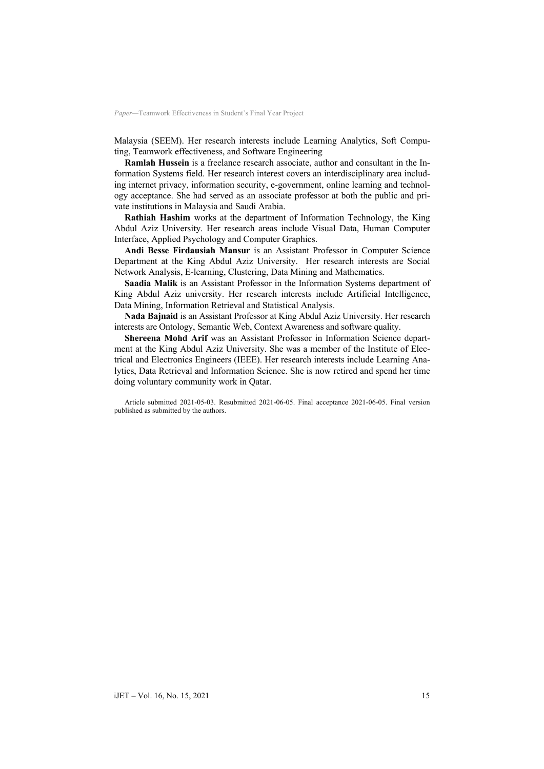Malaysia (SEEM). Her research interests include Learning Analytics, Soft Computing, Teamwork effectiveness, and Software Engineering

**Ramlah Hussein** is a freelance research associate, author and consultant in the Information Systems field. Her research interest covers an interdisciplinary area including internet privacy, information security, e-government, online learning and technology acceptance. She had served as an associate professor at both the public and private institutions in Malaysia and Saudi Arabia.

**Rathiah Hashim** works at the department of Information Technology, the King Abdul Aziz University. Her research areas include Visual Data, Human Computer Interface, Applied Psychology and Computer Graphics.

**Andi Besse Firdausiah Mansur** is an Assistant Professor in Computer Science Department at the King Abdul Aziz University. Her research interests are Social Network Analysis, E-learning, Clustering, Data Mining and Mathematics.

**Saadia Malik** is an Assistant Professor in the Information Systems department of King Abdul Aziz university. Her research interests include Artificial Intelligence, Data Mining, Information Retrieval and Statistical Analysis.

**Nada Bajnaid** is an Assistant Professor at King Abdul Aziz University. Her research interests are Ontology, Semantic Web, Context Awareness and software quality.

**Shereena Mohd Arif** was an Assistant Professor in Information Science department at the King Abdul Aziz University. She was a member of the Institute of Electrical and Electronics Engineers (IEEE). Her research interests include Learning Analytics, Data Retrieval and Information Science. She is now retired and spend her time doing voluntary community work in Qatar.

Article submitted 2021-05-03. Resubmitted 2021-06-05. Final acceptance 2021-06-05. Final version published as submitted by the authors.